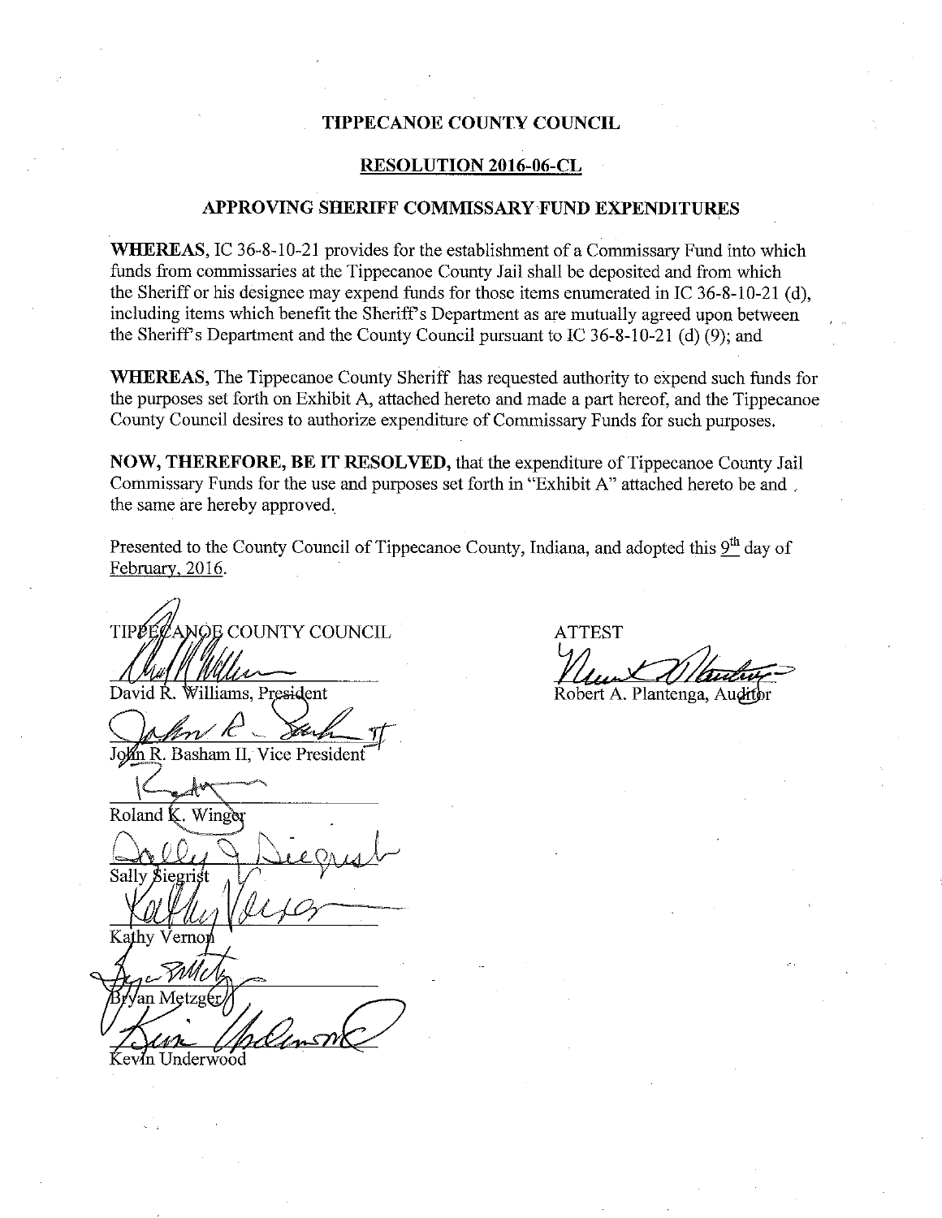**TIPPECANOE COUNTY COUNCIL**

**RESOLUTION 2016-06-CL**

**APPROVING SHERIFF COMMISSARY FUND EXPENDITURES**

**WHEREAS,** IC 36-8-10-21 provides for the establishment of a Commissary Fund into which funds from commissaries at the Tippecanoe County Jail shall be deposited and from which the Sheriff or his designee may expend funds for those items enumerated in IC 36-8-10-21 (d), including items which benefit the Sheriff's Department as are mutually agreed upon between the Sheriff's Department and the County Council pursuant to IC 36-8-10-21 (d) (9); and

**WHEREAS,** The Tippecanoe County Sheriff has requested authority to expend such funds for the purposes set forth on Exhibit A, attached hereto and made a part hereof, and the Tippecanoe County Council desires to authorize expenditure of Commissary Funds for such purposes.

**NOW, THEREFORE, BE IT RESOLVED,** that the expenditure of Tippecanoe County Jail Commissary Funds for the use and purposes set forth in "Exhibit A" attached hereto be and the same are hereby approved.

Presented to the County Council of Tippecanoe County, Indiana, and adopted this 9th day of February, 2016.

TIPPECANOE COUNTY COUNCIL

David R. Williams, President

John R. Basham II, Vice President

Roland K. Winger

Sally Siegrist

Kathy Vernon

Bryan Metzger

Kevin Underwood

ATTEST

Robert A. Plantenga, Auditor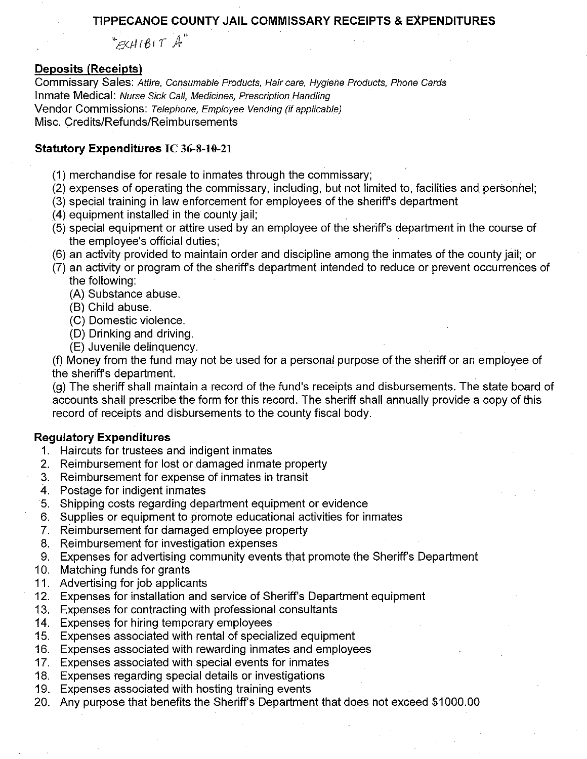# TIPPECANOE COUNTY JAIL COMMISSARY RECEIPTS & EXPENDITURES

"EXHIBIT A"

## Deposits (Receipts)

Commissary Sales: *Attire, Consumable Products, Hair care, Hygiene Products, Phone Cards*
Inmate Medical: *Nurse Sick Call, Medicines, Prescription Handling*
Vendor Commissions: *Telephone, Employee Vending (if applicable)*
Misc. Credits/Refunds/Reimbursements

## Statutory Expenditures IC 36-8-10-21

(1) merchandise for resale to inmates through the commissary;
(2) expenses of operating the commissary, including, but not limited to, facilities and personnel;
(3) special training in law enforcement for employees of the sheriff's department
(4) equipment installed in the county jail;
(5) special equipment or attire used by an employee of the sheriff's department in the course of the employee's official duties;
(6) an activity provided to maintain order and discipline among the inmates of the county jail; or
(7) an activity or program of the sheriff's department intended to reduce or prevent occurrences of the following:
  (A) Substance abuse.
  (B) Child abuse.
  (C) Domestic violence.
  (D) Drinking and driving.
  (E) Juvenile delinquency.

(f) Money from the fund may not be used for a personal purpose of the sheriff or an employee of the sheriff's department.

(g) The sheriff shall maintain a record of the fund's receipts and disbursements. The state board of accounts shall prescribe the form for this record. The sheriff shall annually provide a copy of this record of receipts and disbursements to the county fiscal body.

## Regulatory Expenditures

1. Haircuts for trustees and indigent inmates
2. Reimbursement for lost or damaged inmate property
3. Reimbursement for expense of inmates in transit
4. Postage for indigent inmates
5. Shipping costs regarding department equipment or evidence
6. Supplies or equipment to promote educational activities for inmates
7. Reimbursement for damaged employee property
8. Reimbursement for investigation expenses
9. Expenses for advertising community events that promote the Sheriff's Department
10. Matching funds for grants
11. Advertising for job applicants
12. Expenses for installation and service of Sheriff's Department equipment
13. Expenses for contracting with professional consultants
14. Expenses for hiring temporary employees
15. Expenses associated with rental of specialized equipment
16. Expenses associated with rewarding inmates and employees
17. Expenses associated with special events for inmates
18. Expenses regarding special details or investigations
19. Expenses associated with hosting training events
20. Any purpose that benefits the Sheriff's Department that does not exceed $1000.00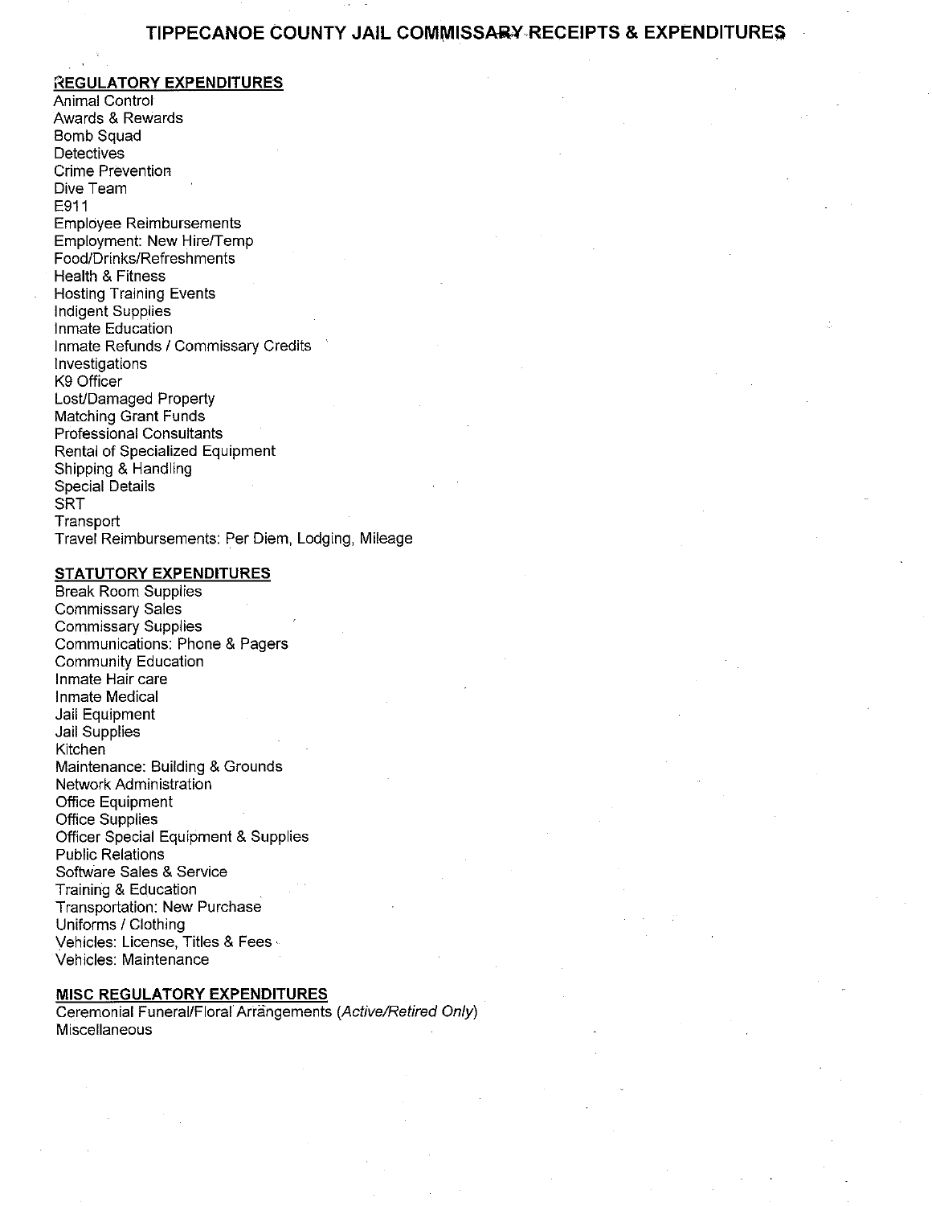# TIPPECANOE COUNTY JAIL COMMISSARY RECEIPTS & EXPENDITURES

## REGULATORY EXPENDITURES

Animal Control
Awards & Rewards
Bomb Squad
Detectives
Crime Prevention
Dive Team
E911
Employee Reimbursements
Employment: New Hire/Temp
Food/Drinks/Refreshments
Health & Fitness
Hosting Training Events
Indigent Supplies
Inmate Education
Inmate Refunds / Commissary Credits
Investigations
K9 Officer
Lost/Damaged Property
Matching Grant Funds
Professional Consultants
Rental of Specialized Equipment
Shipping & Handling
Special Details
SRT
Transport
Travel Reimbursements: Per Diem, Lodging, Mileage

## STATUTORY EXPENDITURES

Break Room Supplies
Commissary Sales
Commissary Supplies
Communications: Phone & Pagers
Community Education
Inmate Hair care
Inmate Medical
Jail Equipment
Jail Supplies
Kitchen
Maintenance: Building & Grounds
Network Administration
Office Equipment
Office Supplies
Officer Special Equipment & Supplies
Public Relations
Software Sales & Service
Training & Education
Transportation: New Purchase
Uniforms / Clothing
Vehicles: License, Titles & Fees
Vehicles: Maintenance

## MISC REGULATORY EXPENDITURES

Ceremonial Funeral/Floral Arrangements (*Active/Retired Only*)
Miscellaneous